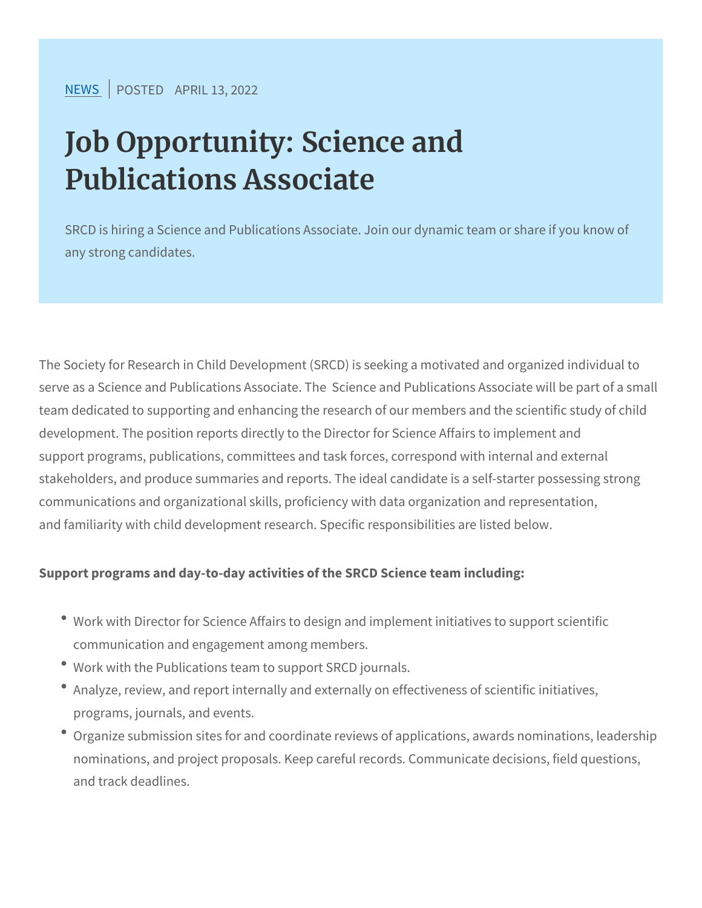NEWS | POSTED APRIL 13, 2022

# Job Opportunity: Science and Publications Associate

SRCD is hiring a Science and Publications Associate. Join our dynamic team or share if you know of any strong candidates.

The Society for Research in Child Development (SRCD) is seeking a motivated and organized individual to serve as a Science and Publications Associate. The Science and Publications Associate will be part of a small team dedicated to supporting and enhancing the research of our members and the scientific study of child development. The position reports directly to the Director for Science Affairs to implement and support programs, publications, committees and task forces, correspond with internal and external stakeholders, and produce summaries and reports. The ideal candidate is a self-starter possessing strong communications and organizational skills, proficiency with data organization and representation, and familiarity with child development research. Specific responsibilities are listed below.

**Support programs and day-to-day activities of the SRCD Science team including:**

- Work with Director for Science Affairs to design and implement initiatives to support scientific communication and engagement among members.
- Work with the Publications team to support SRCD journals.
- Analyze, review, and report internally and externally on effectiveness of scientific initiatives, programs, journals, and events.
- Organize submission sites for and coordinate reviews of applications, awards nominations, leadership nominations, and project proposals. Keep careful records. Communicate decisions, field questions, and track deadlines.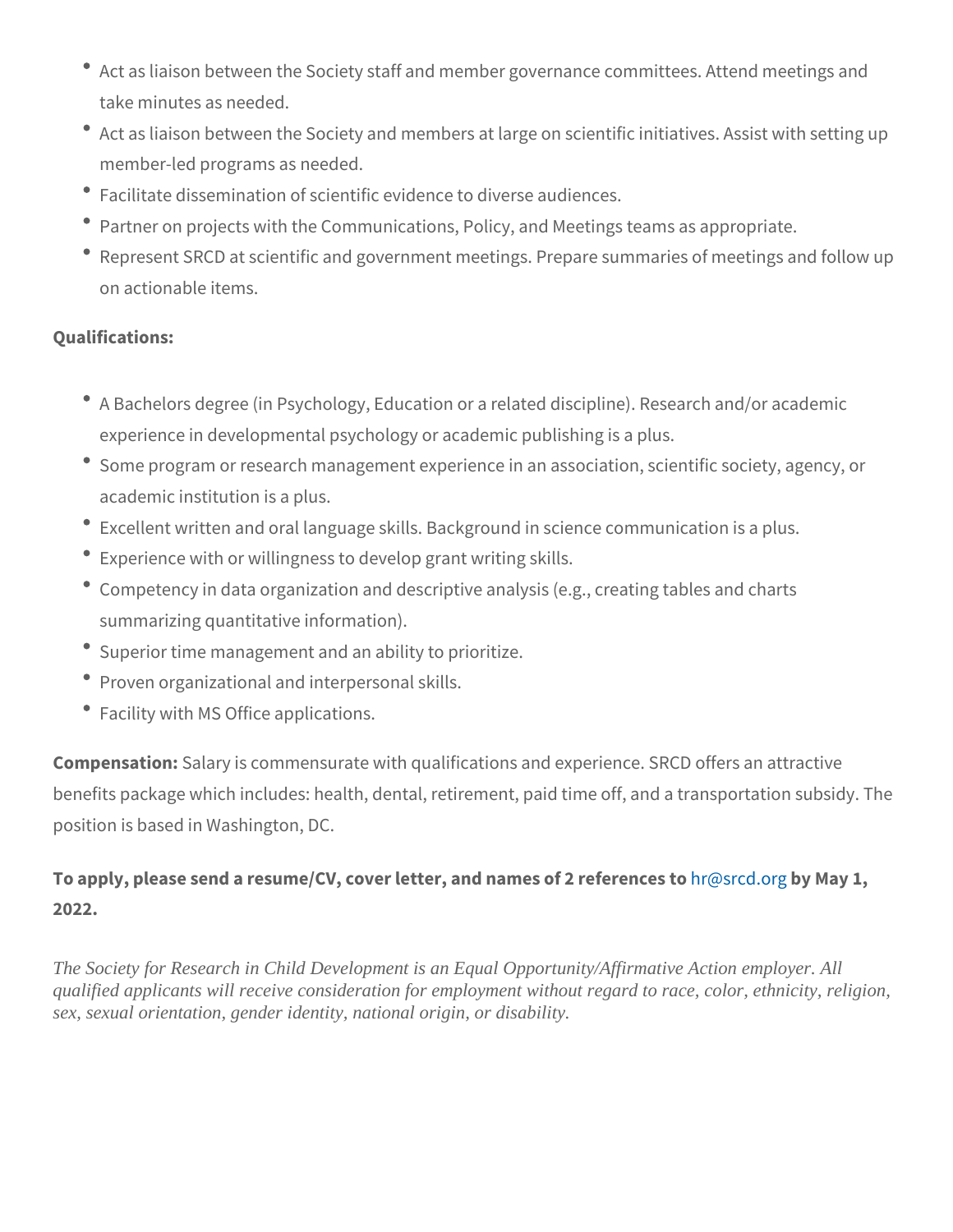- Act as liaison between the Society staff and member governance committees. Attend meetings and take minutes as needed.
- Act as liaison between the Society and members at large on scientific initiatives. Assist with setting up member-led programs as needed.
- Facilitate dissemination of scientific evidence to diverse audiences.
- Partner on projects with the Communications, Policy, and Meetings teams as appropriate.
- Represent SRCD at scientific and government meetings. Prepare summaries of meetings and follow up on actionable items.

**Qualifications:**

- A Bachelors degree (in Psychology, Education or a related discipline). Research and/or academic experience in developmental psychology or academic publishing is a plus.
- Some program or research management experience in an association, scientific society, agency, or academic institution is a plus.
- Excellent written and oral language skills. Background in science communication is a plus.
- Experience with or willingness to develop grant writing skills.
- Competency in data organization and descriptive analysis (e.g., creating tables and charts summarizing quantitative information).
- Superior time management and an ability to prioritize.
- Proven organizational and interpersonal skills.
- Facility with MS Office applications.

**Compensation:** Salary is commensurate with qualifications and experience. SRCD offers an attractive benefits package which includes: health, dental, retirement, paid time off, and a transportation subsidy. The position is based in Washington, DC.

**To apply, please send a resume/CV, cover letter, and names of 2 references to** hr@srcd.org **by May 1, 2022.**

*The Society for Research in Child Development is an Equal Opportunity/Affirmative Action employer. All qualified applicants will receive consideration for employment without regard to race, color, ethnicity, religion, sex, sexual orientation, gender identity, national origin, or disability.*